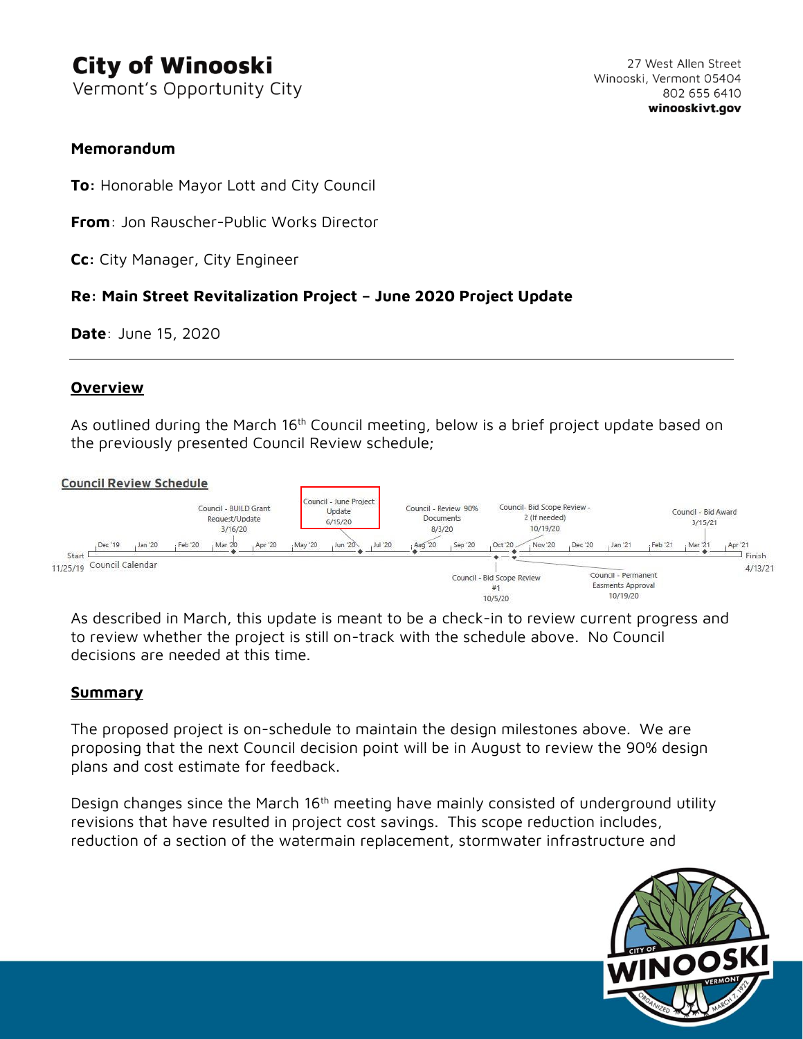# City of Winooski

Vermont's Opportunity City

27 West Allen Street
Winooski, Vermont 05404
802 655 6410
**winooskivt.gov**

## Memorandum

**To:** Honorable Mayor Lott and City Council

**From**: Jon Rauscher-Public Works Director

**Cc:** City Manager, City Engineer

**Re: Main Street Revitalization Project – June 2020 Project Update**

**Date**: June 15, 2020

---

## Overview

As outlined during the March 16th Council meeting, below is a brief project update based on the previously presented Council Review schedule;

**Council Review Schedule**

Start 11/25/19 – Council Calendar – Finish 4/13/21

- Council - BUILD Grant Request/Update 3/16/20
- Council - June Project Update 6/15/20
- Council - Review 90% Documents 8/3/20
- Council - Bid Scope Review #1 10/5/20
- Council- Bid Scope Review - 2 (If needed) 10/19/20
- Council - Permanent Easments Approval 10/19/20
- Council - Bid Award 3/15/21

As described in March, this update is meant to be a check-in to review current progress and to review whether the project is still on-track with the schedule above. No Council decisions are needed at this time.

## Summary

The proposed project is on-schedule to maintain the design milestones above. We are proposing that the next Council decision point will be in August to review the 90% design plans and cost estimate for feedback.

Design changes since the March 16th meeting have mainly consisted of underground utility revisions that have resulted in project cost savings. This scope reduction includes, reduction of a section of the watermain replacement, stormwater infrastructure and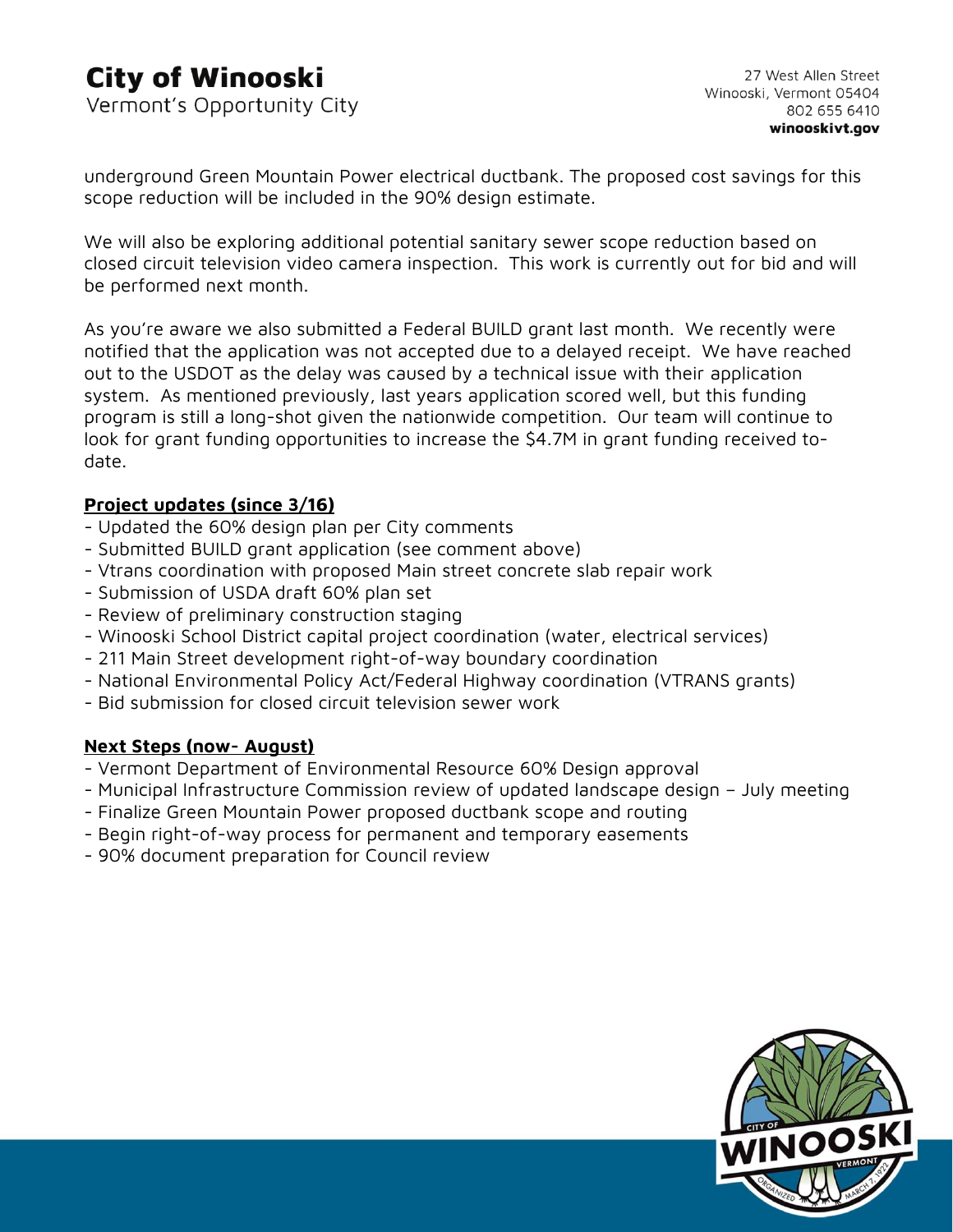underground Green Mountain Power electrical ductbank. The proposed cost savings for this scope reduction will be included in the 90% design estimate.

We will also be exploring additional potential sanitary sewer scope reduction based on closed circuit television video camera inspection. This work is currently out for bid and will be performed next month.

As you're aware we also submitted a Federal BUILD grant last month. We recently were notified that the application was not accepted due to a delayed receipt. We have reached out to the USDOT as the delay was caused by a technical issue with their application system. As mentioned previously, last years application scored well, but this funding program is still a long-shot given the nationwide competition. Our team will continue to look for grant funding opportunities to increase the $4.7M in grant funding received to-date.

**Project updates (since 3/16)**

- Updated the 60% design plan per City comments
- Submitted BUILD grant application (see comment above)
- Vtrans coordination with proposed Main street concrete slab repair work
- Submission of USDA draft 60% plan set
- Review of preliminary construction staging
- Winooski School District capital project coordination (water, electrical services)
- 211 Main Street development right-of-way boundary coordination
- National Environmental Policy Act/Federal Highway coordination (VTRANS grants)
- Bid submission for closed circuit television sewer work

**Next Steps (now- August)**

- Vermont Department of Environmental Resource 60% Design approval
- Municipal Infrastructure Commission review of updated landscape design – July meeting
- Finalize Green Mountain Power proposed ductbank scope and routing
- Begin right-of-way process for permanent and temporary easements
- 90% document preparation for Council review